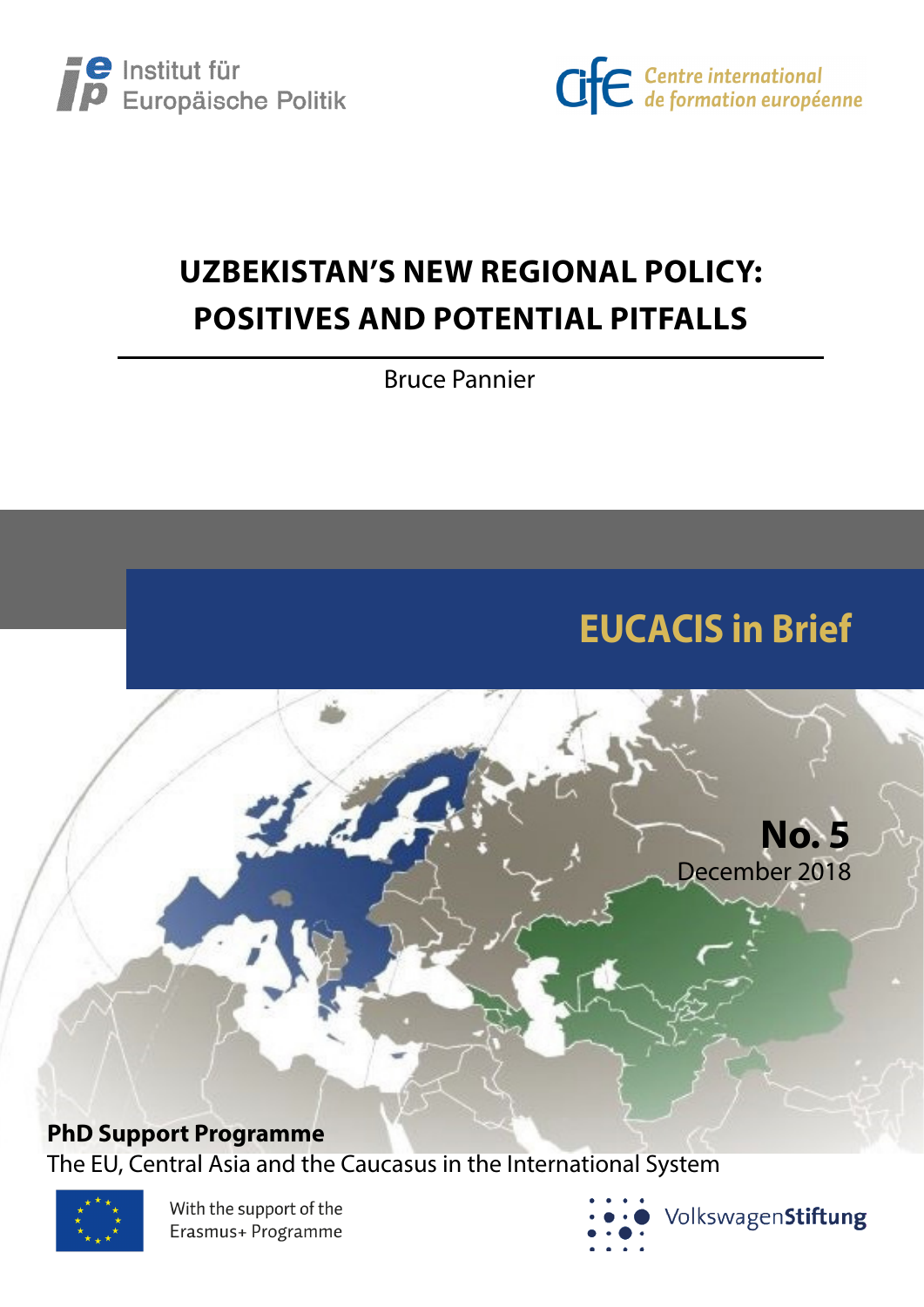Institut für Europäische Politik

Centre international de formation européenne

# UZBEKISTAN'S NEW REGIONAL POLICY: POSITIVES AND POTENTIAL PITFALLS

Bruce Pannier

## EUCACIS in Brief

**No. 5**
December 2018

**PhD Support Programme**
The EU, Central Asia and the Caucasus in the International System

With the support of the Erasmus+ Programme

Volkswagen**Stiftung**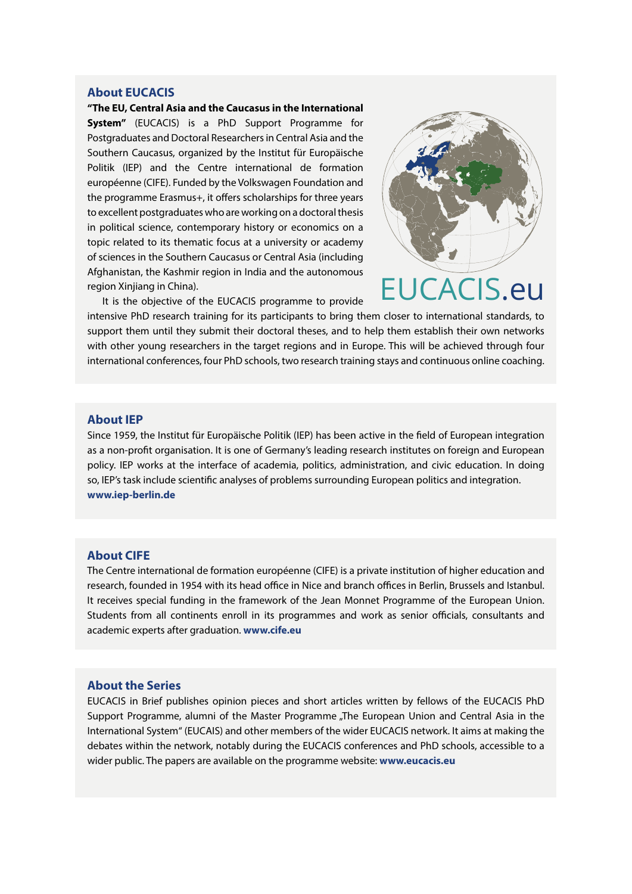## About EUCACIS

**"The EU, Central Asia and the Caucasus in the International System"** (EUCACIS) is a PhD Support Programme for Postgraduates and Doctoral Researchers in Central Asia and the Southern Caucasus, organized by the Institut für Europäische Politik (IEP) and the Centre international de formation européenne (CIFE). Funded by the Volkswagen Foundation and the programme Erasmus+, it offers scholarships for three years to excellent postgraduates who are working on a doctoral thesis in political science, contemporary history or economics on a topic related to its thematic focus at a university or academy of sciences in the Southern Caucasus or Central Asia (including Afghanistan, the Kashmir region in India and the autonomous region Xinjiang in China).

It is the objective of the EUCACIS programme to provide intensive PhD research training for its participants to bring them closer to international standards, to support them until they submit their doctoral theses, and to help them establish their own networks with other young researchers in the target regions and in Europe. This will be achieved through four international conferences, four PhD schools, two research training stays and continuous online coaching.

EUCACIS.eu

## About IEP

Since 1959, the Institut für Europäische Politik (IEP) has been active in the field of European integration as a non-profit organisation. It is one of Germany's leading research institutes on foreign and European policy. IEP works at the interface of academia, politics, administration, and civic education. In doing so, IEP's task include scientific analyses of problems surrounding European politics and integration.
**www.iep-berlin.de**

## About CIFE

The Centre international de formation européenne (CIFE) is a private institution of higher education and research, founded in 1954 with its head office in Nice and branch offices in Berlin, Brussels and Istanbul. It receives special funding in the framework of the Jean Monnet Programme of the European Union. Students from all continents enroll in its programmes and work as senior officials, consultants and academic experts after graduation. **www.cife.eu**

## About the Series

EUCACIS in Brief publishes opinion pieces and short articles written by fellows of the EUCACIS PhD Support Programme, alumni of the Master Programme „The European Union and Central Asia in the International System" (EUCAIS) and other members of the wider EUCACIS network. It aims at making the debates within the network, notably during the EUCACIS conferences and PhD schools, accessible to a wider public. The papers are available on the programme website: **www.eucacis.eu**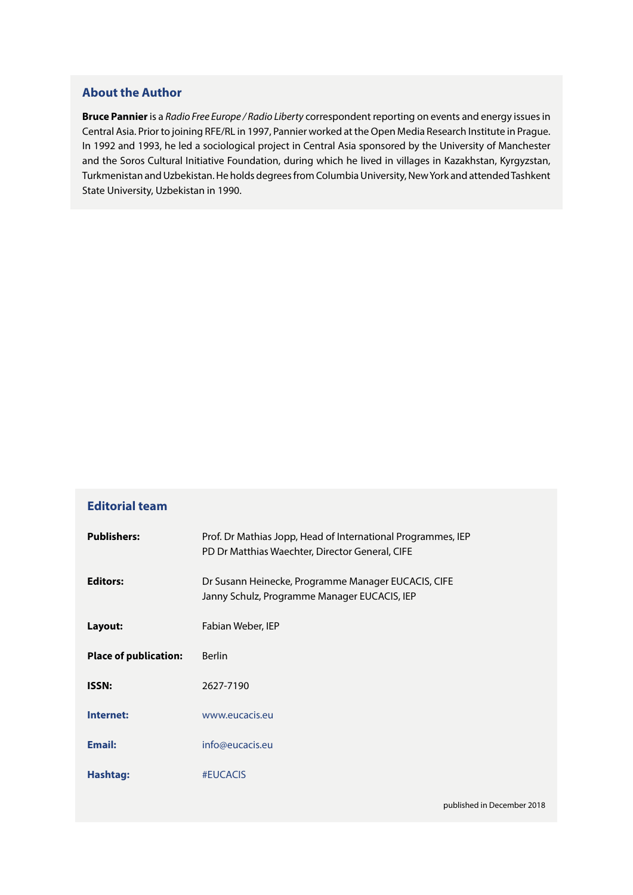## About the Author

**Bruce Pannier** is a *Radio Free Europe / Radio Liberty* correspondent reporting on events and energy issues in Central Asia. Prior to joining RFE/RL in 1997, Pannier worked at the Open Media Research Institute in Prague. In 1992 and 1993, he led a sociological project in Central Asia sponsored by the University of Manchester and the Soros Cultural Initiative Foundation, during which he lived in villages in Kazakhstan, Kyrgyzstan, Turkmenistan and Uzbekistan. He holds degrees from Columbia University, New York and attended Tashkent State University, Uzbekistan in 1990.

## Editorial team

| | |
|---|---|
| **Publishers:** | Prof. Dr Mathias Jopp, Head of International Programmes, IEP<br>PD Dr Matthias Waechter, Director General, CIFE |
| **Editors:** | Dr Susann Heinecke, Programme Manager EUCACIS, CIFE<br>Janny Schulz, Programme Manager EUCACIS, IEP |
| **Layout:** | Fabian Weber, IEP |
| **Place of publication:** | Berlin |
| **ISSN:** | 2627-7190 |
| **Internet:** | www.eucacis.eu |
| **Email:** | info@eucacis.eu |
| **Hashtag:** | #EUCACIS |

published in December 2018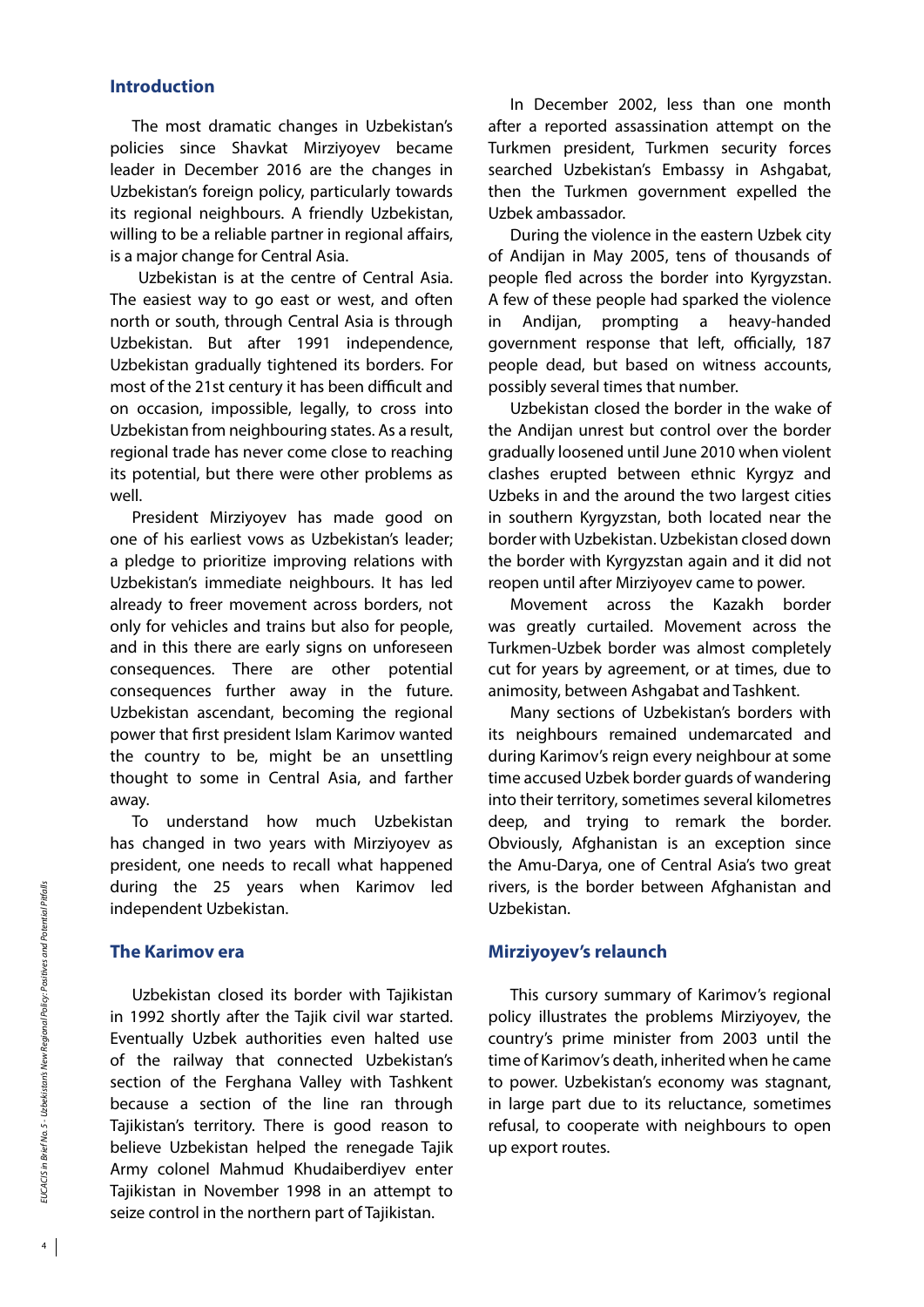## Introduction

The most dramatic changes in Uzbekistan's policies since Shavkat Mirziyoyev became leader in December 2016 are the changes in Uzbekistan's foreign policy, particularly towards its regional neighbours. A friendly Uzbekistan, willing to be a reliable partner in regional affairs, is a major change for Central Asia.

Uzbekistan is at the centre of Central Asia. The easiest way to go east or west, and often north or south, through Central Asia is through Uzbekistan. But after 1991 independence, Uzbekistan gradually tightened its borders. For most of the 21st century it has been difficult and on occasion, impossible, legally, to cross into Uzbekistan from neighbouring states. As a result, regional trade has never come close to reaching its potential, but there were other problems as well.

President Mirziyoyev has made good on one of his earliest vows as Uzbekistan's leader; a pledge to prioritize improving relations with Uzbekistan's immediate neighbours. It has led already to freer movement across borders, not only for vehicles and trains but also for people, and in this there are early signs on unforeseen consequences. There are other potential consequences further away in the future. Uzbekistan ascendant, becoming the regional power that first president Islam Karimov wanted the country to be, might be an unsettling thought to some in Central Asia, and farther away.

To understand how much Uzbekistan has changed in two years with Mirziyoyev as president, one needs to recall what happened during the 25 years when Karimov led independent Uzbekistan.

## The Karimov era

Uzbekistan closed its border with Tajikistan in 1992 shortly after the Tajik civil war started. Eventually Uzbek authorities even halted use of the railway that connected Uzbekistan's section of the Ferghana Valley with Tashkent because a section of the line ran through Tajikistan's territory. There is good reason to believe Uzbekistan helped the renegade Tajik Army colonel Mahmud Khudaiberdiyev enter Tajikistan in November 1998 in an attempt to seize control in the northern part of Tajikistan.

In December 2002, less than one month after a reported assassination attempt on the Turkmen president, Turkmen security forces searched Uzbekistan's Embassy in Ashgabat, then the Turkmen government expelled the Uzbek ambassador.

During the violence in the eastern Uzbek city of Andijan in May 2005, tens of thousands of people fled across the border into Kyrgyzstan. A few of these people had sparked the violence in Andijan, prompting a heavy-handed government response that left, officially, 187 people dead, but based on witness accounts, possibly several times that number.

Uzbekistan closed the border in the wake of the Andijan unrest but control over the border gradually loosened until June 2010 when violent clashes erupted between ethnic Kyrgyz and Uzbeks in and the around the two largest cities in southern Kyrgyzstan, both located near the border with Uzbekistan. Uzbekistan closed down the border with Kyrgyzstan again and it did not reopen until after Mirziyoyev came to power.

Movement across the Kazakh border was greatly curtailed. Movement across the Turkmen-Uzbek border was almost completely cut for years by agreement, or at times, due to animosity, between Ashgabat and Tashkent.

Many sections of Uzbekistan's borders with its neighbours remained undemarcated and during Karimov's reign every neighbour at some time accused Uzbek border guards of wandering into their territory, sometimes several kilometres deep, and trying to remark the border. Obviously, Afghanistan is an exception since the Amu-Darya, one of Central Asia's two great rivers, is the border between Afghanistan and Uzbekistan.

## Mirziyoyev's relaunch

This cursory summary of Karimov's regional policy illustrates the problems Mirziyoyev, the country's prime minister from 2003 until the time of Karimov's death, inherited when he came to power. Uzbekistan's economy was stagnant, in large part due to its reluctance, sometimes refusal, to cooperate with neighbours to open up export routes.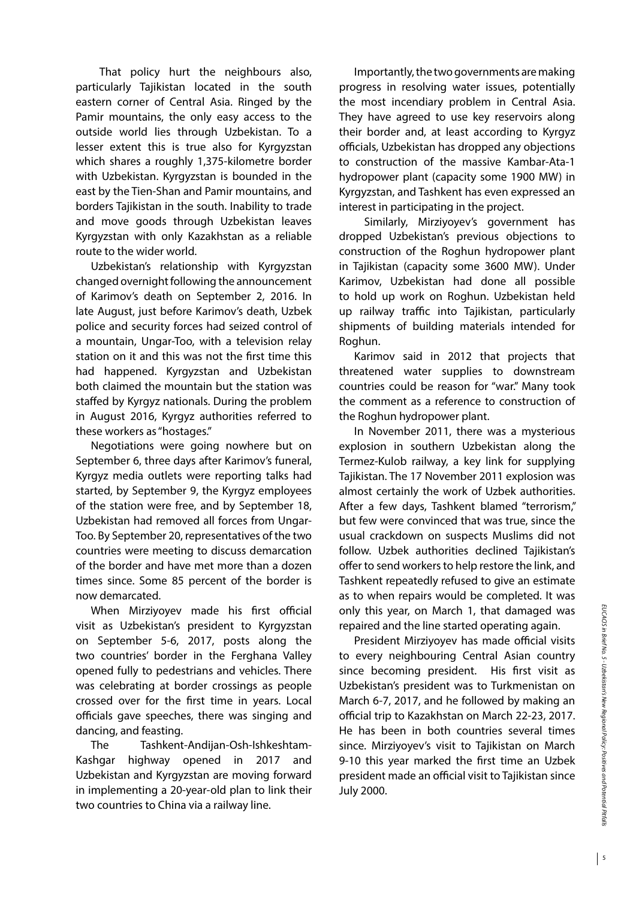That policy hurt the neighbours also, particularly Tajikistan located in the south eastern corner of Central Asia. Ringed by the Pamir mountains, the only easy access to the outside world lies through Uzbekistan. To a lesser extent this is true also for Kyrgyzstan which shares a roughly 1,375-kilometre border with Uzbekistan. Kyrgyzstan is bounded in the east by the Tien-Shan and Pamir mountains, and borders Tajikistan in the south. Inability to trade and move goods through Uzbekistan leaves Kyrgyzstan with only Kazakhstan as a reliable route to the wider world.

Uzbekistan's relationship with Kyrgyzstan changed overnight following the announcement of Karimov's death on September 2, 2016. In late August, just before Karimov's death, Uzbek police and security forces had seized control of a mountain, Ungar-Too, with a television relay station on it and this was not the first time this had happened. Kyrgyzstan and Uzbekistan both claimed the mountain but the station was staffed by Kyrgyz nationals. During the problem in August 2016, Kyrgyz authorities referred to these workers as "hostages."

Negotiations were going nowhere but on September 6, three days after Karimov's funeral, Kyrgyz media outlets were reporting talks had started, by September 9, the Kyrgyz employees of the station were free, and by September 18, Uzbekistan had removed all forces from Ungar-Too. By September 20, representatives of the two countries were meeting to discuss demarcation of the border and have met more than a dozen times since. Some 85 percent of the border is now demarcated.

When Mirziyoyev made his first official visit as Uzbekistan's president to Kyrgyzstan on September 5-6, 2017, posts along the two countries' border in the Ferghana Valley opened fully to pedestrians and vehicles. There was celebrating at border crossings as people crossed over for the first time in years. Local officials gave speeches, there was singing and dancing, and feasting.

The Tashkent-Andijan-Osh-Ishkeshtam-Kashgar highway opened in 2017 and Uzbekistan and Kyrgyzstan are moving forward in implementing a 20-year-old plan to link their two countries to China via a railway line.

Importantly, the two governments are making progress in resolving water issues, potentially the most incendiary problem in Central Asia. They have agreed to use key reservoirs along their border and, at least according to Kyrgyz officials, Uzbekistan has dropped any objections to construction of the massive Kambar-Ata-1 hydropower plant (capacity some 1900 MW) in Kyrgyzstan, and Tashkent has even expressed an interest in participating in the project.

Similarly, Mirziyoyev's government has dropped Uzbekistan's previous objections to construction of the Roghun hydropower plant in Tajikistan (capacity some 3600 MW). Under Karimov, Uzbekistan had done all possible to hold up work on Roghun. Uzbekistan held up railway traffic into Tajikistan, particularly shipments of building materials intended for Roghun.

Karimov said in 2012 that projects that threatened water supplies to downstream countries could be reason for "war." Many took the comment as a reference to construction of the Roghun hydropower plant.

In November 2011, there was a mysterious explosion in southern Uzbekistan along the Termez-Kulob railway, a key link for supplying Tajikistan. The 17 November 2011 explosion was almost certainly the work of Uzbek authorities. After a few days, Tashkent blamed "terrorism," but few were convinced that was true, since the usual crackdown on suspects Muslims did not follow. Uzbek authorities declined Tajikistan's offer to send workers to help restore the link, and Tashkent repeatedly refused to give an estimate as to when repairs would be completed. It was only this year, on March 1, that damaged was repaired and the line started operating again.

President Mirziyoyev has made official visits to every neighbouring Central Asian country since becoming president. His first visit as Uzbekistan's president was to Turkmenistan on March 6-7, 2017, and he followed by making an official trip to Kazakhstan on March 22-23, 2017. He has been in both countries several times since. Mirziyoyev's visit to Tajikistan on March 9-10 this year marked the first time an Uzbek president made an official visit to Tajikistan since July 2000.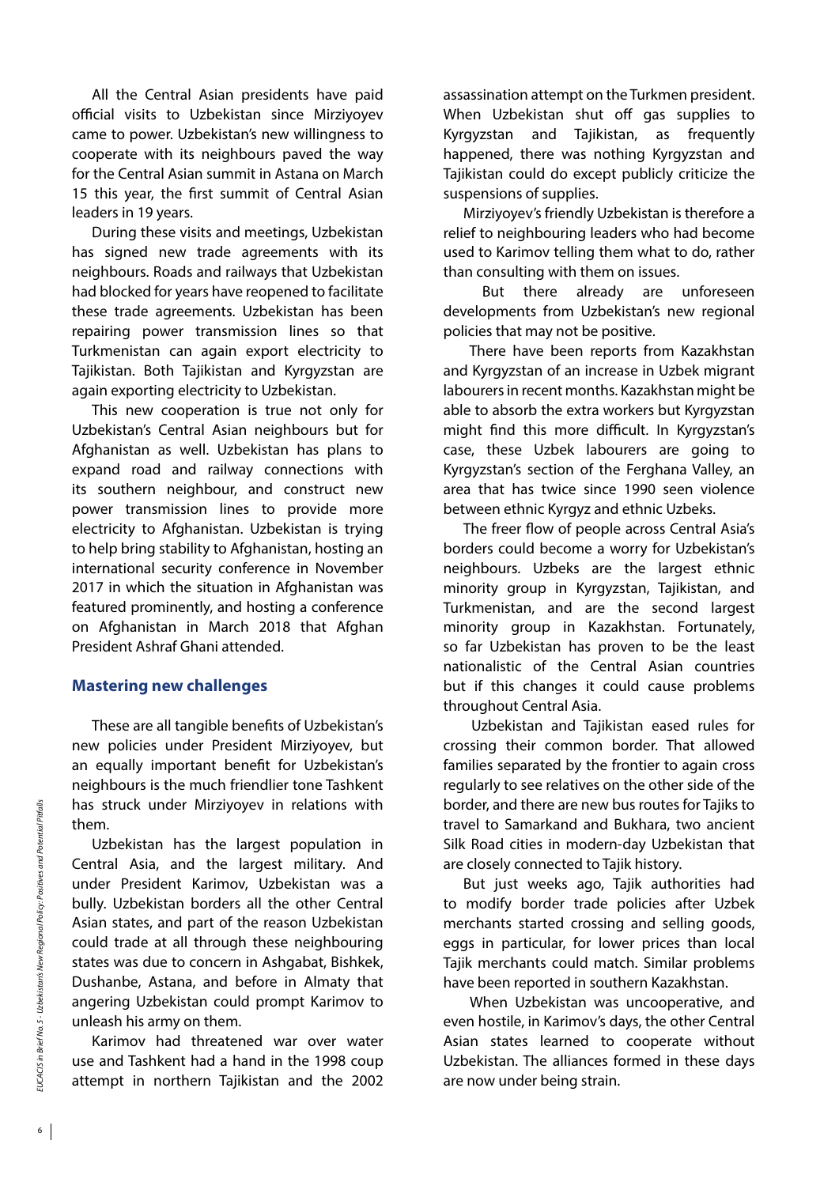All the Central Asian presidents have paid official visits to Uzbekistan since Mirziyoyev came to power. Uzbekistan's new willingness to cooperate with its neighbours paved the way for the Central Asian summit in Astana on March 15 this year, the first summit of Central Asian leaders in 19 years.

During these visits and meetings, Uzbekistan has signed new trade agreements with its neighbours. Roads and railways that Uzbekistan had blocked for years have reopened to facilitate these trade agreements. Uzbekistan has been repairing power transmission lines so that Turkmenistan can again export electricity to Tajikistan. Both Tajikistan and Kyrgyzstan are again exporting electricity to Uzbekistan.

This new cooperation is true not only for Uzbekistan's Central Asian neighbours but for Afghanistan as well. Uzbekistan has plans to expand road and railway connections with its southern neighbour, and construct new power transmission lines to provide more electricity to Afghanistan. Uzbekistan is trying to help bring stability to Afghanistan, hosting an international security conference in November 2017 in which the situation in Afghanistan was featured prominently, and hosting a conference on Afghanistan in March 2018 that Afghan President Ashraf Ghani attended.

## Mastering new challenges

These are all tangible benefits of Uzbekistan's new policies under President Mirziyoyev, but an equally important benefit for Uzbekistan's neighbours is the much friendlier tone Tashkent has struck under Mirziyoyev in relations with them.

Uzbekistan has the largest population in Central Asia, and the largest military. And under President Karimov, Uzbekistan was a bully. Uzbekistan borders all the other Central Asian states, and part of the reason Uzbekistan could trade at all through these neighbouring states was due to concern in Ashgabat, Bishkek, Dushanbe, Astana, and before in Almaty that angering Uzbekistan could prompt Karimov to unleash his army on them.

Karimov had threatened war over water use and Tashkent had a hand in the 1998 coup attempt in northern Tajikistan and the 2002 assassination attempt on the Turkmen president. When Uzbekistan shut off gas supplies to Kyrgyzstan and Tajikistan, as frequently happened, there was nothing Kyrgyzstan and Tajikistan could do except publicly criticize the suspensions of supplies.

Mirziyoyev's friendly Uzbekistan is therefore a relief to neighbouring leaders who had become used to Karimov telling them what to do, rather than consulting with them on issues.

But there already are unforeseen developments from Uzbekistan's new regional policies that may not be positive.

There have been reports from Kazakhstan and Kyrgyzstan of an increase in Uzbek migrant labourers in recent months. Kazakhstan might be able to absorb the extra workers but Kyrgyzstan might find this more difficult. In Kyrgyzstan's case, these Uzbek labourers are going to Kyrgyzstan's section of the Ferghana Valley, an area that has twice since 1990 seen violence between ethnic Kyrgyz and ethnic Uzbeks.

The freer flow of people across Central Asia's borders could become a worry for Uzbekistan's neighbours. Uzbeks are the largest ethnic minority group in Kyrgyzstan, Tajikistan, and Turkmenistan, and are the second largest minority group in Kazakhstan. Fortunately, so far Uzbekistan has proven to be the least nationalistic of the Central Asian countries but if this changes it could cause problems throughout Central Asia.

Uzbekistan and Tajikistan eased rules for crossing their common border. That allowed families separated by the frontier to again cross regularly to see relatives on the other side of the border, and there are new bus routes for Tajiks to travel to Samarkand and Bukhara, two ancient Silk Road cities in modern-day Uzbekistan that are closely connected to Tajik history.

But just weeks ago, Tajik authorities had to modify border trade policies after Uzbek merchants started crossing and selling goods, eggs in particular, for lower prices than local Tajik merchants could match. Similar problems have been reported in southern Kazakhstan.

When Uzbekistan was uncooperative, and even hostile, in Karimov's days, the other Central Asian states learned to cooperate without Uzbekistan. The alliances formed in these days are now under being strain.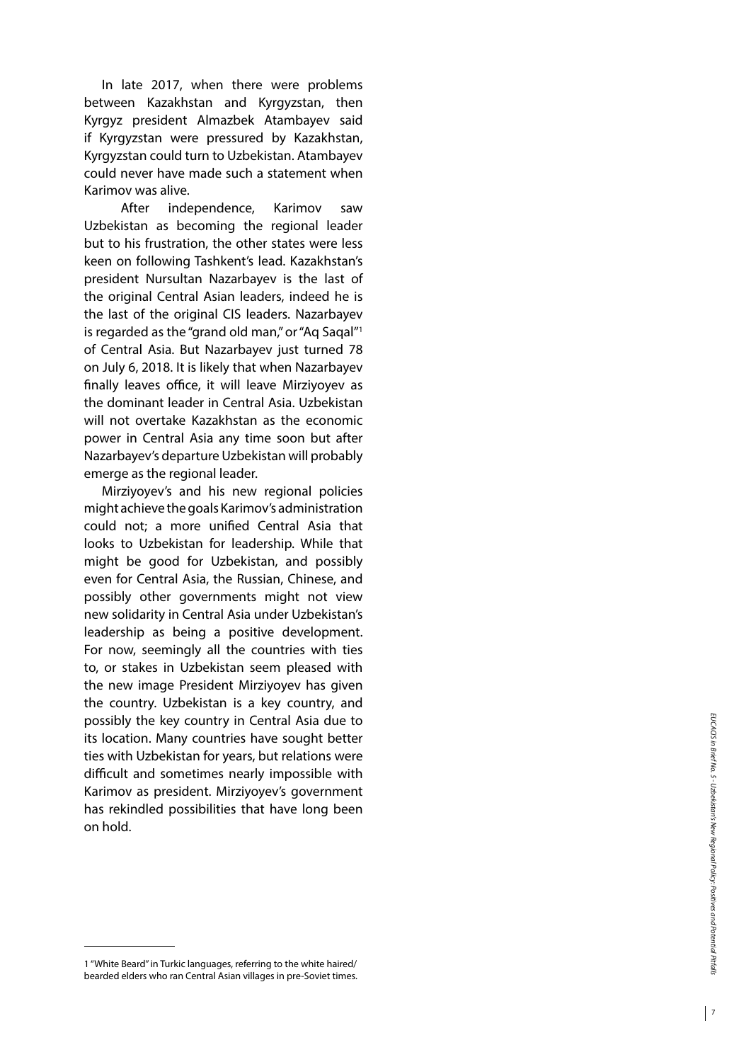In late 2017, when there were problems between Kazakhstan and Kyrgyzstan, then Kyrgyz president Almazbek Atambayev said if Kyrgyzstan were pressured by Kazakhstan, Kyrgyzstan could turn to Uzbekistan. Atambayev could never have made such a statement when Karimov was alive.

After independence, Karimov saw Uzbekistan as becoming the regional leader but to his frustration, the other states were less keen on following Tashkent's lead. Kazakhstan's president Nursultan Nazarbayev is the last of the original Central Asian leaders, indeed he is the last of the original CIS leaders. Nazarbayev is regarded as the "grand old man," or "Aq Saqal"[1] of Central Asia. But Nazarbayev just turned 78 on July 6, 2018. It is likely that when Nazarbayev finally leaves office, it will leave Mirziyoyev as the dominant leader in Central Asia. Uzbekistan will not overtake Kazakhstan as the economic power in Central Asia any time soon but after Nazarbayev's departure Uzbekistan will probably emerge as the regional leader.

Mirziyoyev's and his new regional policies might achieve the goals Karimov's administration could not; a more unified Central Asia that looks to Uzbekistan for leadership. While that might be good for Uzbekistan, and possibly even for Central Asia, the Russian, Chinese, and possibly other governments might not view new solidarity in Central Asia under Uzbekistan's leadership as being a positive development. For now, seemingly all the countries with ties to, or stakes in Uzbekistan seem pleased with the new image President Mirziyoyev has given the country. Uzbekistan is a key country, and possibly the key country in Central Asia due to its location. Many countries have sought better ties with Uzbekistan for years, but relations were difficult and sometimes nearly impossible with Karimov as president. Mirziyoyev's government has rekindled possibilities that have long been on hold.

---

1 "White Beard" in Turkic languages, referring to the white haired/bearded elders who ran Central Asian villages in pre-Soviet times.